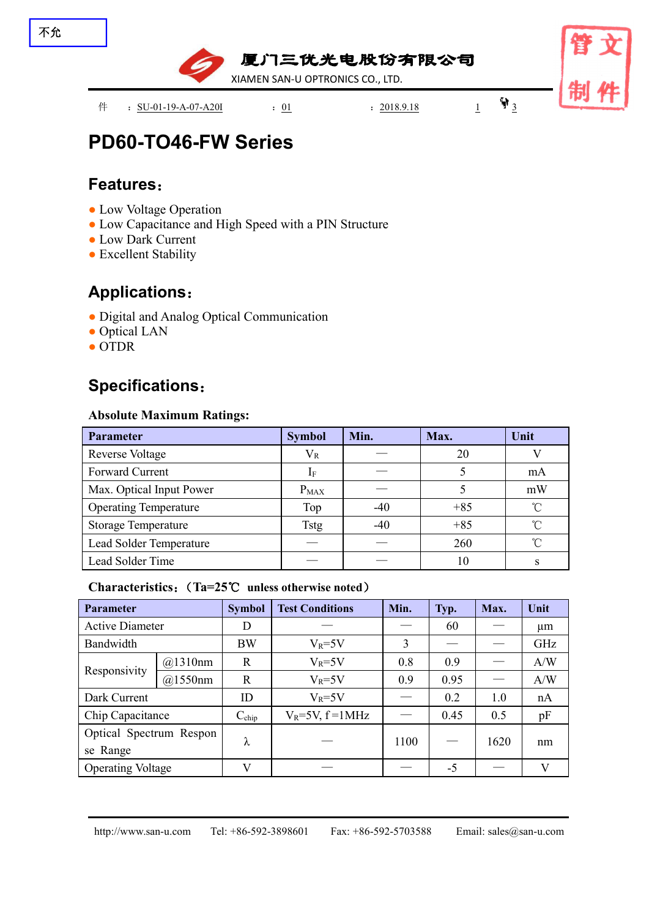# PD60-TO46-FW Series

## Features：

- Low Voltage Operation
- Low Capacitance and High Speed with a PIN Structure
- Low Dark Current
- Excellent Stability

## Applications：

- Digital and Analog Optical Communication
- Optical LAN
- OTDR

## Specifications：

**Absolute Maximum Ratings:**

| Parameter | Symbol | Min. | Max. | Unit |
|---|---|---|---|---|
| Reverse Voltage | $V_R$ | — | 20 | V |
| Forward Current | $I_F$ | — | 5 | mA |
| Max. Optical Input Power | $P_{MAX}$ | — | 5 | mW |
| Operating Temperature | Top | -40 | +85 | ℃ |
| Storage Temperature | Tstg | -40 | +85 | ℃ |
| Lead Solder Temperature | — | — | 260 | ℃ |
| Lead Solder Time | — | — | 10 | s |

**Characteristics：（Ta=25℃ unless otherwise noted）**

| Parameter | | Symbol | Test Conditions | Min. | Typ. | Max. | Unit |
|---|---|---|---|---|---|---|---|
| Active Diameter | | D | — | — | 60 | — | μm |
| Bandwidth | | BW | $V_R$=5V | 3 | — | — | GHz |
| Responsivity | @1310nm | R | $V_R$=5V | 0.8 | 0.9 | — | A/W |
| | @1550nm | R | $V_R$=5V | 0.9 | 0.95 | — | A/W |
| Dark Current | | ID | $V_R$=5V | — | 0.2 | 1.0 | nA |
| Chip Capacitance | | $C_{chip}$ | $V_R$=5V, f =1MHz | — | 0.45 | 0.5 | pF |
| Optical Spectrum Response Range | | λ | — | 1100 | — | 1620 | nm |
| Operating Voltage | | V | — | — | -5 | — | V |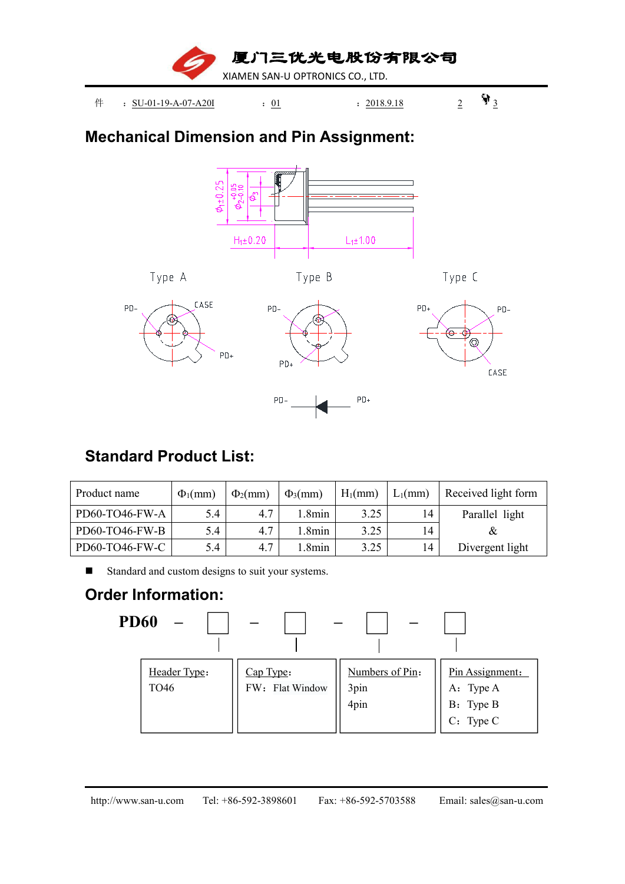## Mechanical Dimension and Pin Assignment:

Type A

Type B

Type C

## Standard Product List:

| Product name | $\Phi_1$(mm) | $\Phi_2$(mm) | $\Phi_3$(mm) | $H_1$(mm) | $L_1$(mm) | Received light form |
|---|---|---|---|---|---|---|
| PD60-TO46-FW-A | 5.4 | 4.7 | 1.8min | 3.25 | 14 | Parallel light & Divergent light |
| PD60-TO46-FW-B | 5.4 | 4.7 | 1.8min | 3.25 | 14 | |
| PD60-TO46-FW-C | 5.4 | 4.7 | 1.8min | 3.25 | 14 | |

- Standard and custom designs to suit your systems.

## Order Information:

**PD60** – ☐ – ☐ – ☐ – ☐

| Header Type: | Cap Type: | Numbers of Pin: | Pin Assignment: |
|---|---|---|---|
| TO46 | FW: Flat Window | 3pin<br>4pin | A: Type A<br>B: Type B<br>C: Type C |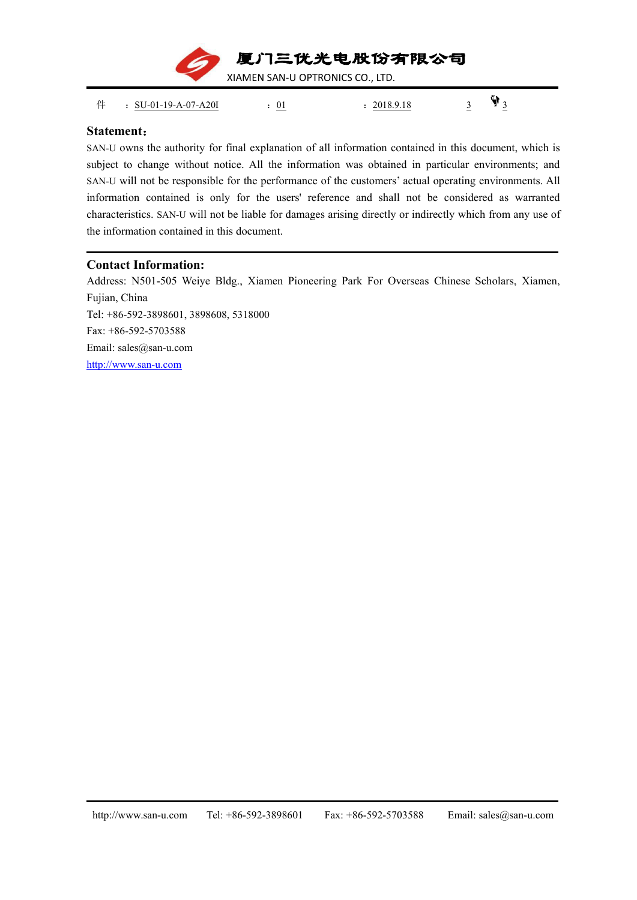## Statement:

SAN-U owns the authority for final explanation of all information contained in this document, which is subject to change without notice. All the information was obtained in particular environments; and SAN-U will not be responsible for the performance of the customers' actual operating environments. All information contained is only for the users' reference and shall not be considered as warranted characteristics. SAN-U will not be liable for damages arising directly or indirectly which from any use of the information contained in this document.

## Contact Information:

Address: N501-505 Weiye Bldg., Xiamen Pioneering Park For Overseas Chinese Scholars, Xiamen, Fujian, China

Tel: +86-592-3898601, 3898608, 5318000

Fax: +86-592-5703588

Email: sales@san-u.com

http://www.san-u.com